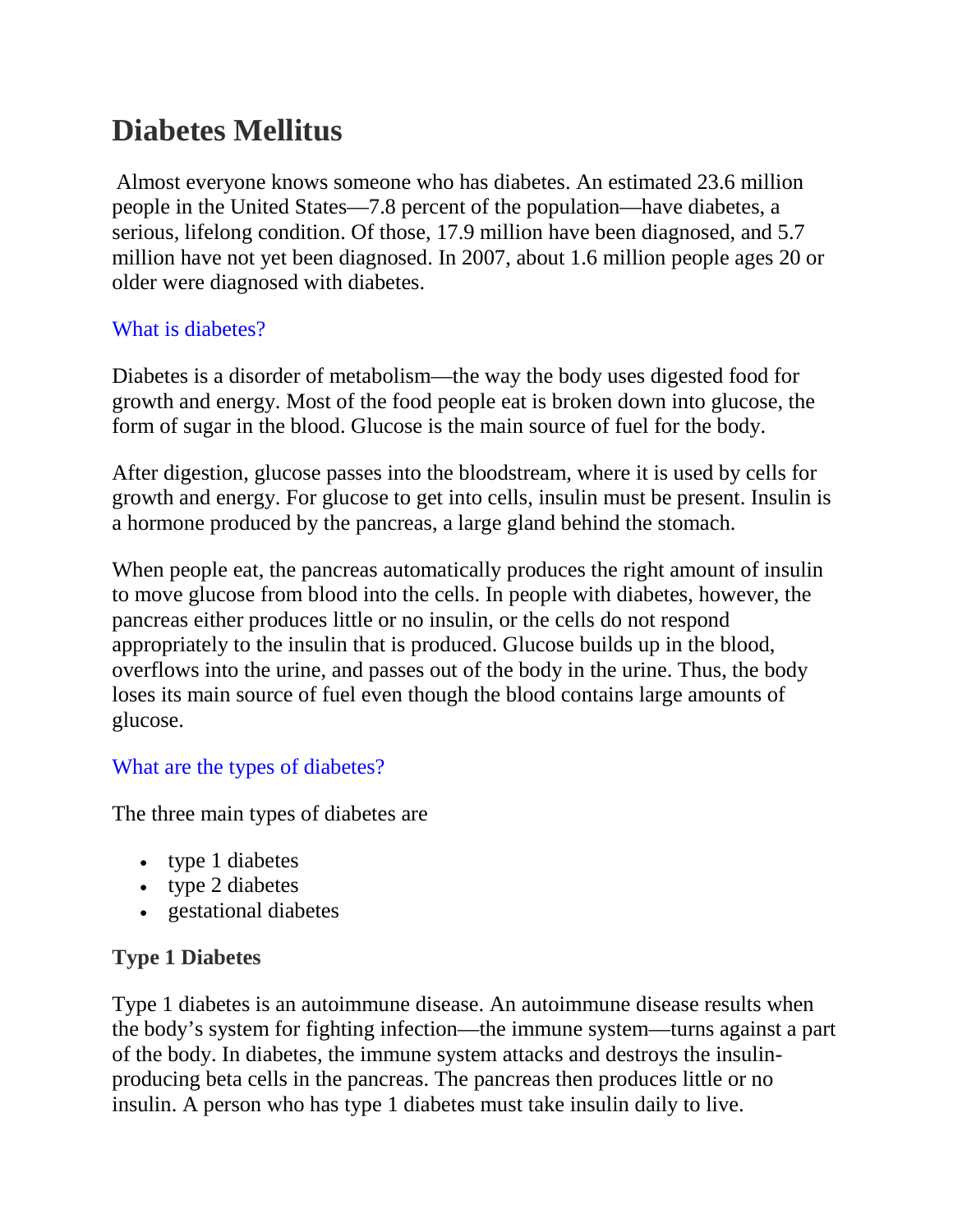# Diabetes Mellitus

Almost everyone knows someone who has diabetes. An estimated 23.6 million people in the United States—7.8 percent of the population—have diabetes, a serious, lifelong condition. Of those, 17.9 million have been diagnosed, and 5.7 million have not yet been diagnosed. In 2007, about 1.6 million people ages 20 or older were diagnosed with diabetes.

## What is diabetes?

Diabetes is a disorder of metabolism—the way the body uses digested food for growth and energy. Most of the food people eat is broken down into glucose, the form of sugar in the blood. Glucose is the main source of fuel for the body.

After digestion, glucose passes into the bloodstream, where it is used by cells for growth and energy. For glucose to get into cells, insulin must be present. Insulin is a hormone produced by the pancreas, a large gland behind the stomach.

When people eat, the pancreas automatically produces the right amount of insulin to move glucose from blood into the cells. In people with diabetes, however, the pancreas either produces little or no insulin, or the cells do not respond appropriately to the insulin that is produced. Glucose builds up in the blood, overflows into the urine, and passes out of the body in the urine. Thus, the body loses its main source of fuel even though the blood contains large amounts of glucose.

## What are the types of diabetes?

The three main types of diabetes are

- type 1 diabetes
- type 2 diabetes
- gestational diabetes

### Type 1 Diabetes

Type 1 diabetes is an autoimmune disease. An autoimmune disease results when the body's system for fighting infection—the immune system—turns against a part of the body. In diabetes, the immune system attacks and destroys the insulin-producing beta cells in the pancreas. The pancreas then produces little or no insulin. A person who has type 1 diabetes must take insulin daily to live.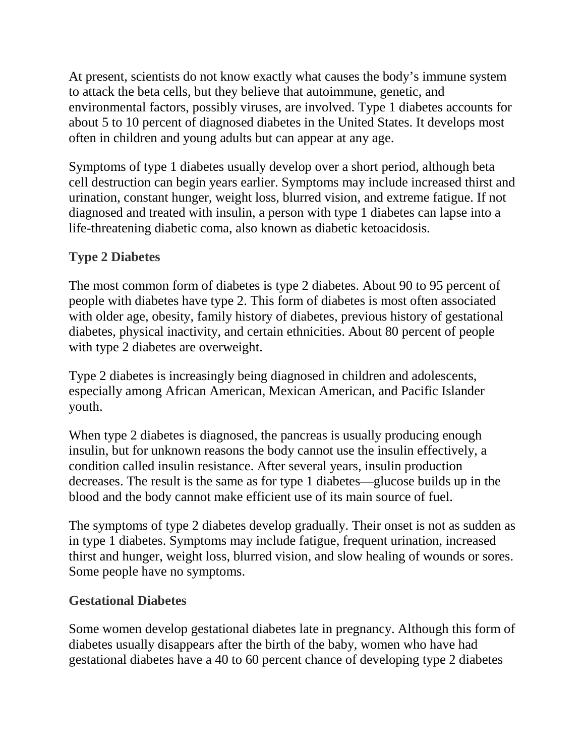At present, scientists do not know exactly what causes the body's immune system to attack the beta cells, but they believe that autoimmune, genetic, and environmental factors, possibly viruses, are involved. Type 1 diabetes accounts for about 5 to 10 percent of diagnosed diabetes in the United States. It develops most often in children and young adults but can appear at any age.

Symptoms of type 1 diabetes usually develop over a short period, although beta cell destruction can begin years earlier. Symptoms may include increased thirst and urination, constant hunger, weight loss, blurred vision, and extreme fatigue. If not diagnosed and treated with insulin, a person with type 1 diabetes can lapse into a life-threatening diabetic coma, also known as diabetic ketoacidosis.

### Type 2 Diabetes

The most common form of diabetes is type 2 diabetes. About 90 to 95 percent of people with diabetes have type 2. This form of diabetes is most often associated with older age, obesity, family history of diabetes, previous history of gestational diabetes, physical inactivity, and certain ethnicities. About 80 percent of people with type 2 diabetes are overweight.

Type 2 diabetes is increasingly being diagnosed in children and adolescents, especially among African American, Mexican American, and Pacific Islander youth.

When type 2 diabetes is diagnosed, the pancreas is usually producing enough insulin, but for unknown reasons the body cannot use the insulin effectively, a condition called insulin resistance. After several years, insulin production decreases. The result is the same as for type 1 diabetes—glucose builds up in the blood and the body cannot make efficient use of its main source of fuel.

The symptoms of type 2 diabetes develop gradually. Their onset is not as sudden as in type 1 diabetes. Symptoms may include fatigue, frequent urination, increased thirst and hunger, weight loss, blurred vision, and slow healing of wounds or sores. Some people have no symptoms.

### Gestational Diabetes

Some women develop gestational diabetes late in pregnancy. Although this form of diabetes usually disappears after the birth of the baby, women who have had gestational diabetes have a 40 to 60 percent chance of developing type 2 diabetes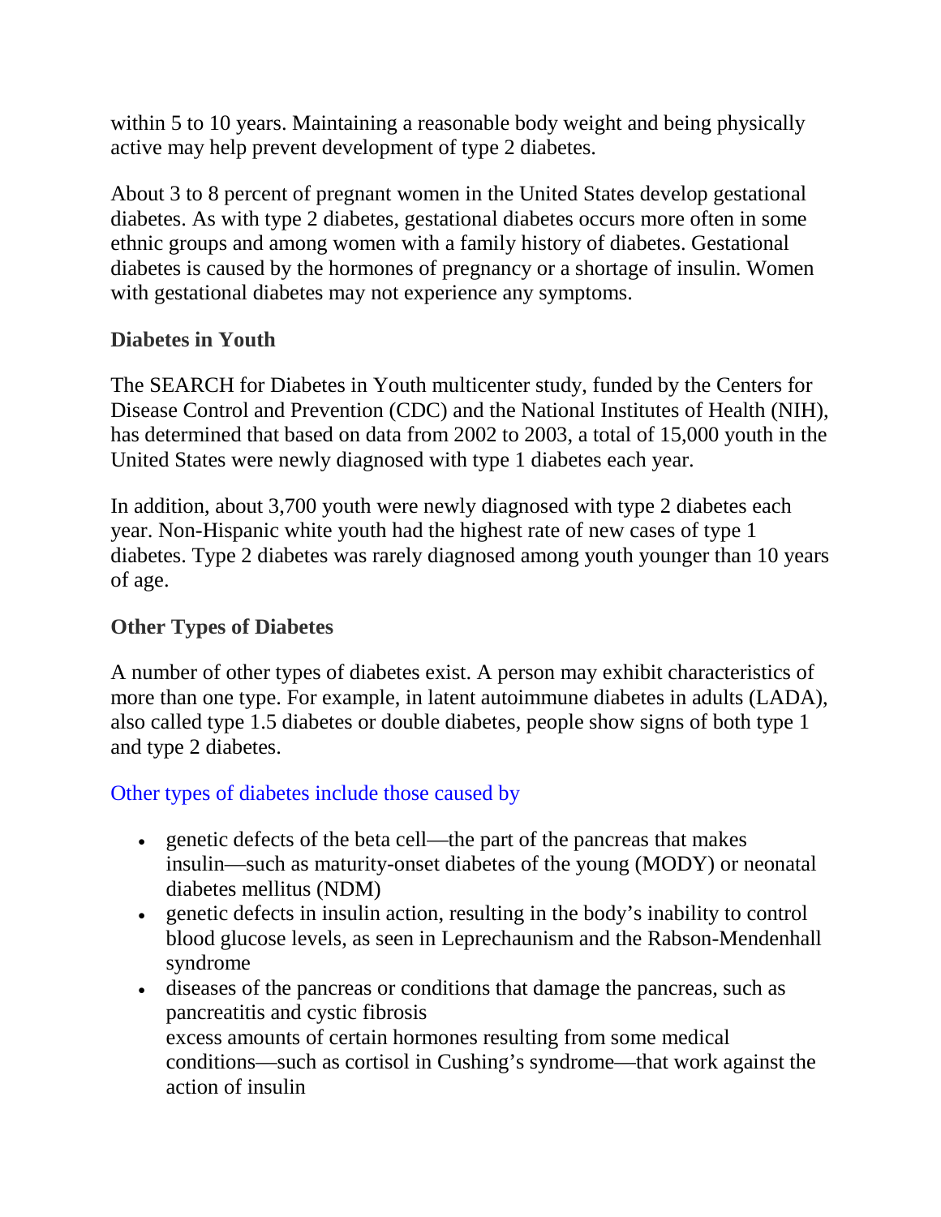within 5 to 10 years. Maintaining a reasonable body weight and being physically active may help prevent development of type 2 diabetes.

About 3 to 8 percent of pregnant women in the United States develop gestational diabetes. As with type 2 diabetes, gestational diabetes occurs more often in some ethnic groups and among women with a family history of diabetes. Gestational diabetes is caused by the hormones of pregnancy or a shortage of insulin. Women with gestational diabetes may not experience any symptoms.

### Diabetes in Youth

The SEARCH for Diabetes in Youth multicenter study, funded by the Centers for Disease Control and Prevention (CDC) and the National Institutes of Health (NIH), has determined that based on data from 2002 to 2003, a total of 15,000 youth in the United States were newly diagnosed with type 1 diabetes each year.

In addition, about 3,700 youth were newly diagnosed with type 2 diabetes each year. Non-Hispanic white youth had the highest rate of new cases of type 1 diabetes. Type 2 diabetes was rarely diagnosed among youth younger than 10 years of age.

### Other Types of Diabetes

A number of other types of diabetes exist. A person may exhibit characteristics of more than one type. For example, in latent autoimmune diabetes in adults (LADA), also called type 1.5 diabetes or double diabetes, people show signs of both type 1 and type 2 diabetes.

Other types of diabetes include those caused by

- genetic defects of the beta cell—the part of the pancreas that makes insulin—such as maturity-onset diabetes of the young (MODY) or neonatal diabetes mellitus (NDM)
- genetic defects in insulin action, resulting in the body's inability to control blood glucose levels, as seen in Leprechaunism and the Rabson-Mendenhall syndrome
- diseases of the pancreas or conditions that damage the pancreas, such as pancreatitis and cystic fibrosis
  excess amounts of certain hormones resulting from some medical conditions—such as cortisol in Cushing's syndrome—that work against the action of insulin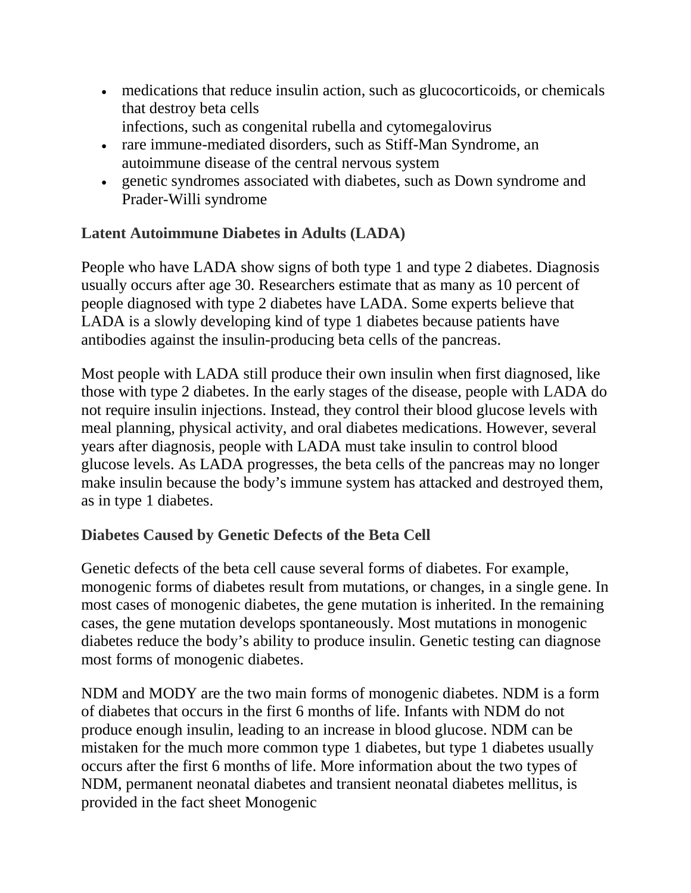- medications that reduce insulin action, such as glucocorticoids, or chemicals that destroy beta cells
  infections, such as congenital rubella and cytomegalovirus
- rare immune-mediated disorders, such as Stiff-Man Syndrome, an autoimmune disease of the central nervous system
- genetic syndromes associated with diabetes, such as Down syndrome and Prader-Willi syndrome

### Latent Autoimmune Diabetes in Adults (LADA)

People who have LADA show signs of both type 1 and type 2 diabetes. Diagnosis usually occurs after age 30. Researchers estimate that as many as 10 percent of people diagnosed with type 2 diabetes have LADA. Some experts believe that LADA is a slowly developing kind of type 1 diabetes because patients have antibodies against the insulin-producing beta cells of the pancreas.

Most people with LADA still produce their own insulin when first diagnosed, like those with type 2 diabetes. In the early stages of the disease, people with LADA do not require insulin injections. Instead, they control their blood glucose levels with meal planning, physical activity, and oral diabetes medications. However, several years after diagnosis, people with LADA must take insulin to control blood glucose levels. As LADA progresses, the beta cells of the pancreas may no longer make insulin because the body's immune system has attacked and destroyed them, as in type 1 diabetes.

### Diabetes Caused by Genetic Defects of the Beta Cell

Genetic defects of the beta cell cause several forms of diabetes. For example, monogenic forms of diabetes result from mutations, or changes, in a single gene. In most cases of monogenic diabetes, the gene mutation is inherited. In the remaining cases, the gene mutation develops spontaneously. Most mutations in monogenic diabetes reduce the body's ability to produce insulin. Genetic testing can diagnose most forms of monogenic diabetes.

NDM and MODY are the two main forms of monogenic diabetes. NDM is a form of diabetes that occurs in the first 6 months of life. Infants with NDM do not produce enough insulin, leading to an increase in blood glucose. NDM can be mistaken for the much more common type 1 diabetes, but type 1 diabetes usually occurs after the first 6 months of life. More information about the two types of NDM, permanent neonatal diabetes and transient neonatal diabetes mellitus, is provided in the fact sheet Monogenic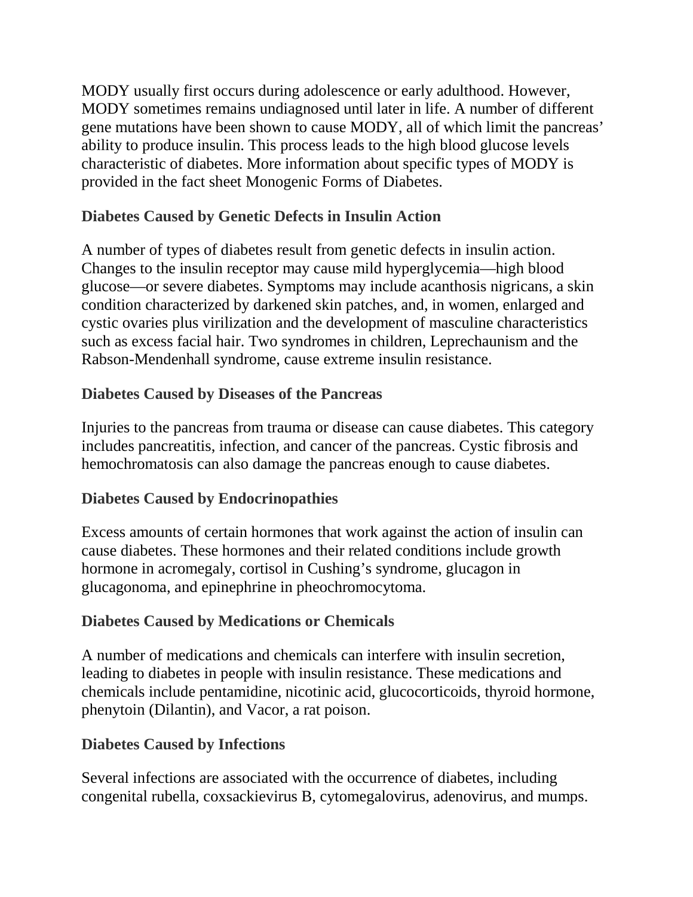MODY usually first occurs during adolescence or early adulthood. However, MODY sometimes remains undiagnosed until later in life. A number of different gene mutations have been shown to cause MODY, all of which limit the pancreas' ability to produce insulin. This process leads to the high blood glucose levels characteristic of diabetes. More information about specific types of MODY is provided in the fact sheet Monogenic Forms of Diabetes.

### Diabetes Caused by Genetic Defects in Insulin Action

A number of types of diabetes result from genetic defects in insulin action. Changes to the insulin receptor may cause mild hyperglycemia—high blood glucose—or severe diabetes. Symptoms may include acanthosis nigricans, a skin condition characterized by darkened skin patches, and, in women, enlarged and cystic ovaries plus virilization and the development of masculine characteristics such as excess facial hair. Two syndromes in children, Leprechaunism and the Rabson-Mendenhall syndrome, cause extreme insulin resistance.

### Diabetes Caused by Diseases of the Pancreas

Injuries to the pancreas from trauma or disease can cause diabetes. This category includes pancreatitis, infection, and cancer of the pancreas. Cystic fibrosis and hemochromatosis can also damage the pancreas enough to cause diabetes.

### Diabetes Caused by Endocrinopathies

Excess amounts of certain hormones that work against the action of insulin can cause diabetes. These hormones and their related conditions include growth hormone in acromegaly, cortisol in Cushing's syndrome, glucagon in glucagonoma, and epinephrine in pheochromocytoma.

### Diabetes Caused by Medications or Chemicals

A number of medications and chemicals can interfere with insulin secretion, leading to diabetes in people with insulin resistance. These medications and chemicals include pentamidine, nicotinic acid, glucocorticoids, thyroid hormone, phenytoin (Dilantin), and Vacor, a rat poison.

### Diabetes Caused by Infections

Several infections are associated with the occurrence of diabetes, including congenital rubella, coxsackievirus B, cytomegalovirus, adenovirus, and mumps.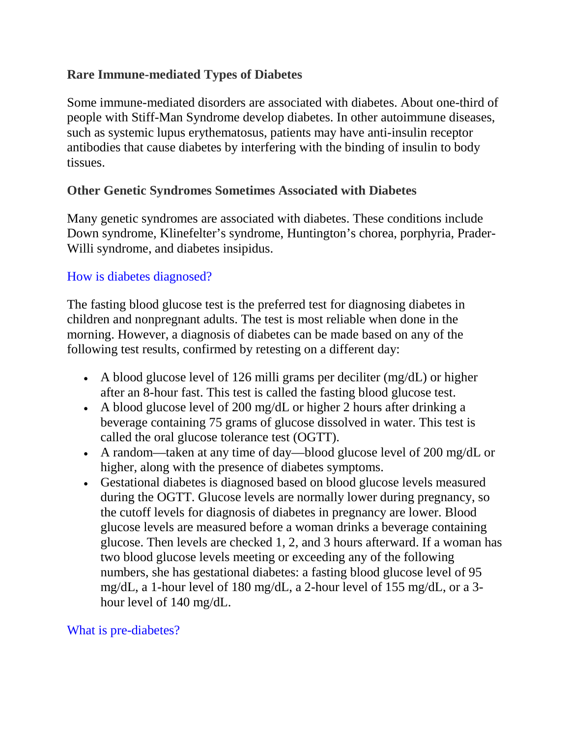### Rare Immune-mediated Types of Diabetes

Some immune-mediated disorders are associated with diabetes. About one-third of people with Stiff-Man Syndrome develop diabetes. In other autoimmune diseases, such as systemic lupus erythematosus, patients may have anti-insulin receptor antibodies that cause diabetes by interfering with the binding of insulin to body tissues.

### Other Genetic Syndromes Sometimes Associated with Diabetes

Many genetic syndromes are associated with diabetes. These conditions include Down syndrome, Klinefelter's syndrome, Huntington's chorea, porphyria, Prader-Willi syndrome, and diabetes insipidus.

## How is diabetes diagnosed?

The fasting blood glucose test is the preferred test for diagnosing diabetes in children and nonpregnant adults. The test is most reliable when done in the morning. However, a diagnosis of diabetes can be made based on any of the following test results, confirmed by retesting on a different day:

- A blood glucose level of 126 milli grams per deciliter (mg/dL) or higher after an 8-hour fast. This test is called the fasting blood glucose test.
- A blood glucose level of 200 mg/dL or higher 2 hours after drinking a beverage containing 75 grams of glucose dissolved in water. This test is called the oral glucose tolerance test (OGTT).
- A random—taken at any time of day—blood glucose level of 200 mg/dL or higher, along with the presence of diabetes symptoms.
- Gestational diabetes is diagnosed based on blood glucose levels measured during the OGTT. Glucose levels are normally lower during pregnancy, so the cutoff levels for diagnosis of diabetes in pregnancy are lower. Blood glucose levels are measured before a woman drinks a beverage containing glucose. Then levels are checked 1, 2, and 3 hours afterward. If a woman has two blood glucose levels meeting or exceeding any of the following numbers, she has gestational diabetes: a fasting blood glucose level of 95 mg/dL, a 1-hour level of 180 mg/dL, a 2-hour level of 155 mg/dL, or a 3-hour level of 140 mg/dL.

## What is pre-diabetes?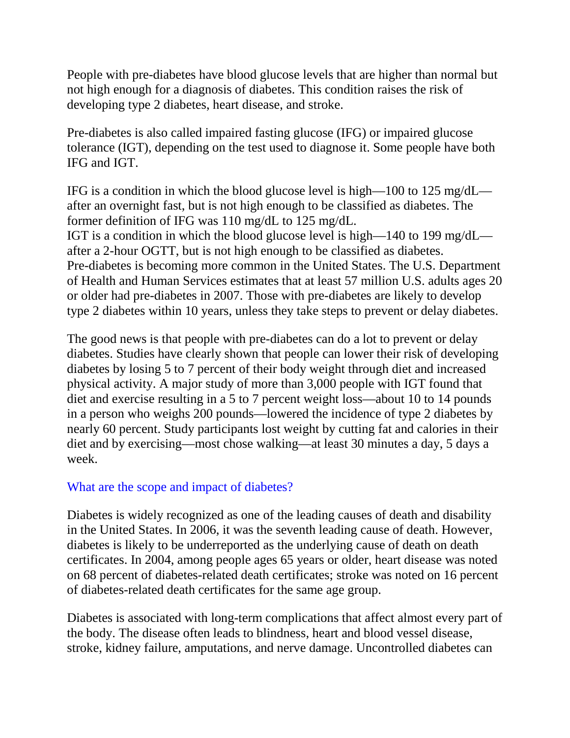People with pre-diabetes have blood glucose levels that are higher than normal but not high enough for a diagnosis of diabetes. This condition raises the risk of developing type 2 diabetes, heart disease, and stroke.

Pre-diabetes is also called impaired fasting glucose (IFG) or impaired glucose tolerance (IGT), depending on the test used to diagnose it. Some people have both IFG and IGT.

IFG is a condition in which the blood glucose level is high—100 to 125 mg/dL—after an overnight fast, but is not high enough to be classified as diabetes. The former definition of IFG was 110 mg/dL to 125 mg/dL.
IGT is a condition in which the blood glucose level is high—140 to 199 mg/dL—after a 2-hour OGTT, but is not high enough to be classified as diabetes.
Pre-diabetes is becoming more common in the United States. The U.S. Department of Health and Human Services estimates that at least 57 million U.S. adults ages 20 or older had pre-diabetes in 2007. Those with pre-diabetes are likely to develop type 2 diabetes within 10 years, unless they take steps to prevent or delay diabetes.

The good news is that people with pre-diabetes can do a lot to prevent or delay diabetes. Studies have clearly shown that people can lower their risk of developing diabetes by losing 5 to 7 percent of their body weight through diet and increased physical activity. A major study of more than 3,000 people with IGT found that diet and exercise resulting in a 5 to 7 percent weight loss—about 10 to 14 pounds in a person who weighs 200 pounds—lowered the incidence of type 2 diabetes by nearly 60 percent. Study participants lost weight by cutting fat and calories in their diet and by exercising—most chose walking—at least 30 minutes a day, 5 days a week.

## What are the scope and impact of diabetes?

Diabetes is widely recognized as one of the leading causes of death and disability in the United States. In 2006, it was the seventh leading cause of death. However, diabetes is likely to be underreported as the underlying cause of death on death certificates. In 2004, among people ages 65 years or older, heart disease was noted on 68 percent of diabetes-related death certificates; stroke was noted on 16 percent of diabetes-related death certificates for the same age group.

Diabetes is associated with long-term complications that affect almost every part of the body. The disease often leads to blindness, heart and blood vessel disease, stroke, kidney failure, amputations, and nerve damage. Uncontrolled diabetes can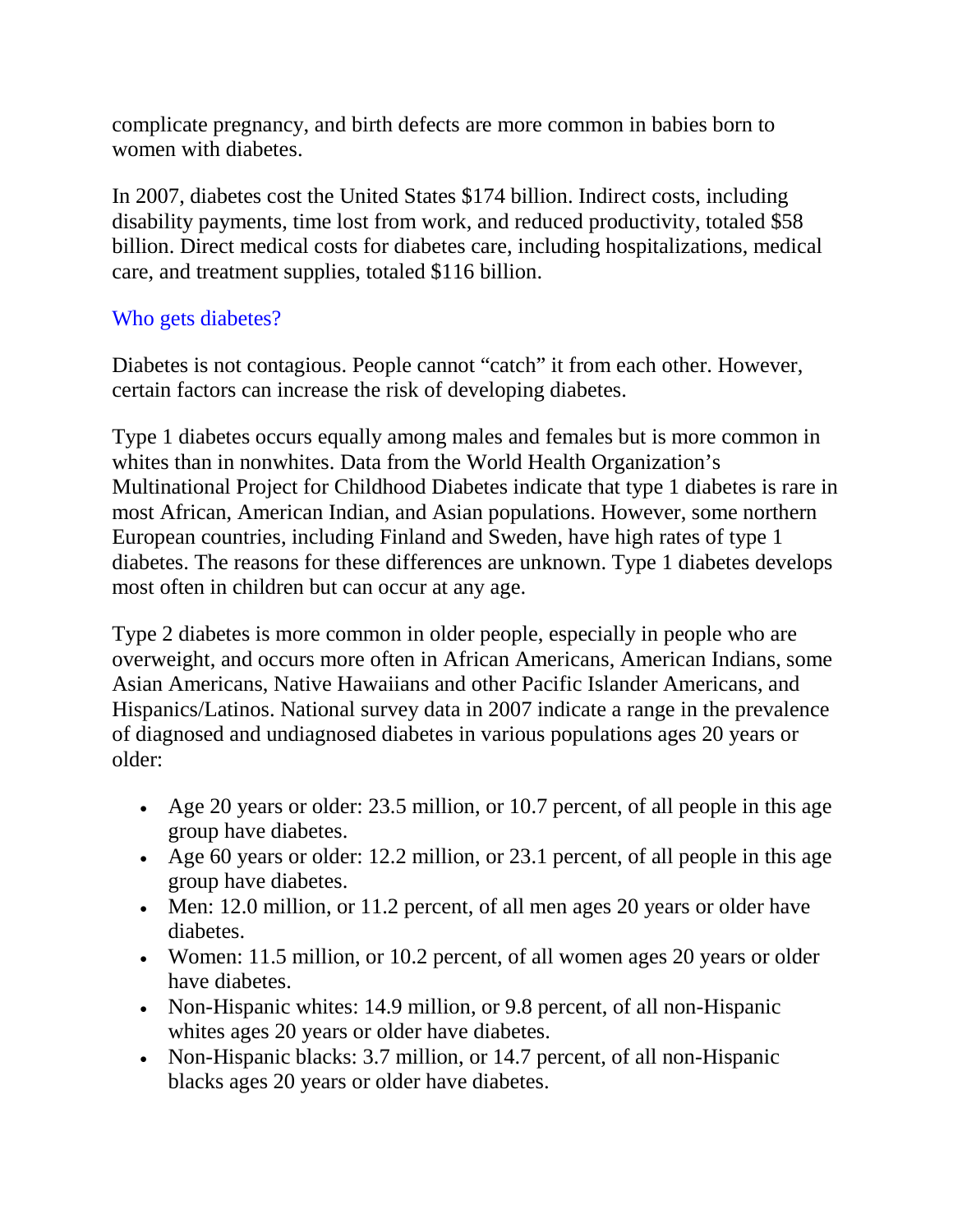complicate pregnancy, and birth defects are more common in babies born to women with diabetes.

In 2007, diabetes cost the United States $174 billion. Indirect costs, including disability payments, time lost from work, and reduced productivity, totaled $58 billion. Direct medical costs for diabetes care, including hospitalizations, medical care, and treatment supplies, totaled $116 billion.

## Who gets diabetes?

Diabetes is not contagious. People cannot "catch" it from each other. However, certain factors can increase the risk of developing diabetes.

Type 1 diabetes occurs equally among males and females but is more common in whites than in nonwhites. Data from the World Health Organization's Multinational Project for Childhood Diabetes indicate that type 1 diabetes is rare in most African, American Indian, and Asian populations. However, some northern European countries, including Finland and Sweden, have high rates of type 1 diabetes. The reasons for these differences are unknown. Type 1 diabetes develops most often in children but can occur at any age.

Type 2 diabetes is more common in older people, especially in people who are overweight, and occurs more often in African Americans, American Indians, some Asian Americans, Native Hawaiians and other Pacific Islander Americans, and Hispanics/Latinos. National survey data in 2007 indicate a range in the prevalence of diagnosed and undiagnosed diabetes in various populations ages 20 years or older:

- Age 20 years or older: 23.5 million, or 10.7 percent, of all people in this age group have diabetes.
- Age 60 years or older: 12.2 million, or 23.1 percent, of all people in this age group have diabetes.
- Men: 12.0 million, or 11.2 percent, of all men ages 20 years or older have diabetes.
- Women: 11.5 million, or 10.2 percent, of all women ages 20 years or older have diabetes.
- Non-Hispanic whites: 14.9 million, or 9.8 percent, of all non-Hispanic whites ages 20 years or older have diabetes.
- Non-Hispanic blacks: 3.7 million, or 14.7 percent, of all non-Hispanic blacks ages 20 years or older have diabetes.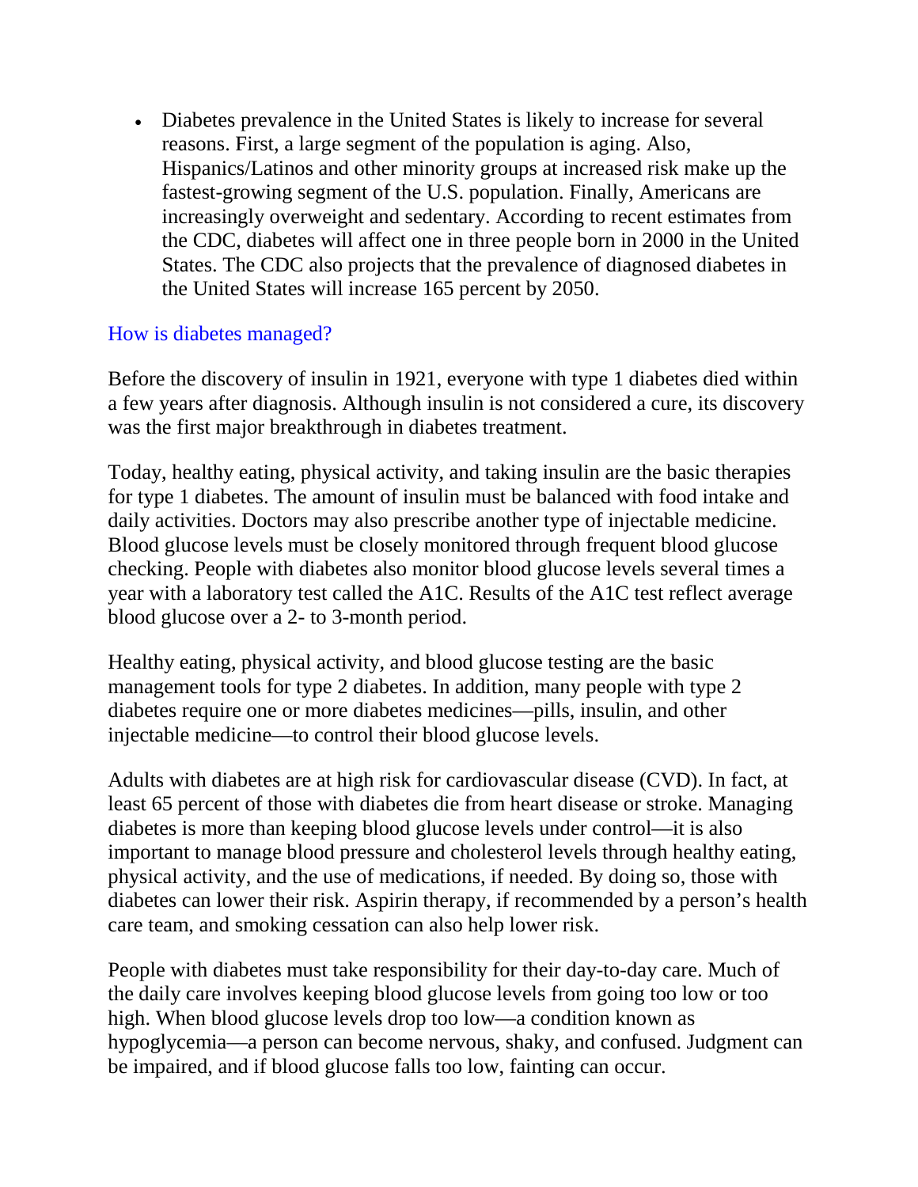- Diabetes prevalence in the United States is likely to increase for several reasons. First, a large segment of the population is aging. Also, Hispanics/Latinos and other minority groups at increased risk make up the fastest-growing segment of the U.S. population. Finally, Americans are increasingly overweight and sedentary. According to recent estimates from the CDC, diabetes will affect one in three people born in 2000 in the United States. The CDC also projects that the prevalence of diagnosed diabetes in the United States will increase 165 percent by 2050.

## How is diabetes managed?

Before the discovery of insulin in 1921, everyone with type 1 diabetes died within a few years after diagnosis. Although insulin is not considered a cure, its discovery was the first major breakthrough in diabetes treatment.

Today, healthy eating, physical activity, and taking insulin are the basic therapies for type 1 diabetes. The amount of insulin must be balanced with food intake and daily activities. Doctors may also prescribe another type of injectable medicine. Blood glucose levels must be closely monitored through frequent blood glucose checking. People with diabetes also monitor blood glucose levels several times a year with a laboratory test called the A1C. Results of the A1C test reflect average blood glucose over a 2- to 3-month period.

Healthy eating, physical activity, and blood glucose testing are the basic management tools for type 2 diabetes. In addition, many people with type 2 diabetes require one or more diabetes medicines—pills, insulin, and other injectable medicine—to control their blood glucose levels.

Adults with diabetes are at high risk for cardiovascular disease (CVD). In fact, at least 65 percent of those with diabetes die from heart disease or stroke. Managing diabetes is more than keeping blood glucose levels under control—it is also important to manage blood pressure and cholesterol levels through healthy eating, physical activity, and the use of medications, if needed. By doing so, those with diabetes can lower their risk. Aspirin therapy, if recommended by a person's health care team, and smoking cessation can also help lower risk.

People with diabetes must take responsibility for their day-to-day care. Much of the daily care involves keeping blood glucose levels from going too low or too high. When blood glucose levels drop too low—a condition known as hypoglycemia—a person can become nervous, shaky, and confused. Judgment can be impaired, and if blood glucose falls too low, fainting can occur.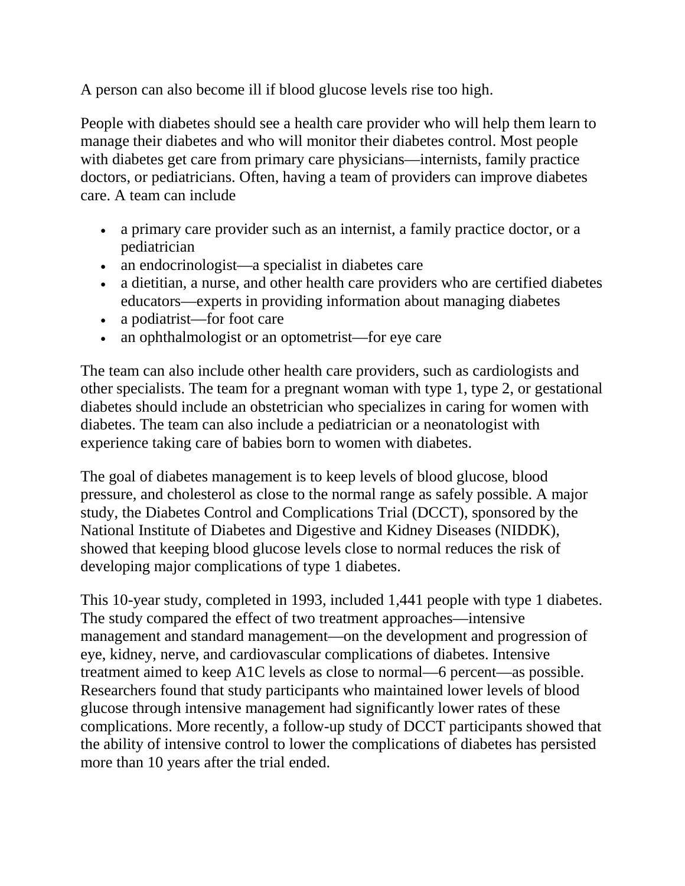A person can also become ill if blood glucose levels rise too high.

People with diabetes should see a health care provider who will help them learn to manage their diabetes and who will monitor their diabetes control. Most people with diabetes get care from primary care physicians—internists, family practice doctors, or pediatricians. Often, having a team of providers can improve diabetes care. A team can include

- a primary care provider such as an internist, a family practice doctor, or a pediatrician
- an endocrinologist—a specialist in diabetes care
- a dietitian, a nurse, and other health care providers who are certified diabetes educators—experts in providing information about managing diabetes
- a podiatrist—for foot care
- an ophthalmologist or an optometrist—for eye care

The team can also include other health care providers, such as cardiologists and other specialists. The team for a pregnant woman with type 1, type 2, or gestational diabetes should include an obstetrician who specializes in caring for women with diabetes. The team can also include a pediatrician or a neonatologist with experience taking care of babies born to women with diabetes.

The goal of diabetes management is to keep levels of blood glucose, blood pressure, and cholesterol as close to the normal range as safely possible. A major study, the Diabetes Control and Complications Trial (DCCT), sponsored by the National Institute of Diabetes and Digestive and Kidney Diseases (NIDDK), showed that keeping blood glucose levels close to normal reduces the risk of developing major complications of type 1 diabetes.

This 10-year study, completed in 1993, included 1,441 people with type 1 diabetes. The study compared the effect of two treatment approaches—intensive management and standard management—on the development and progression of eye, kidney, nerve, and cardiovascular complications of diabetes. Intensive treatment aimed to keep A1C levels as close to normal—6 percent—as possible. Researchers found that study participants who maintained lower levels of blood glucose through intensive management had significantly lower rates of these complications. More recently, a follow-up study of DCCT participants showed that the ability of intensive control to lower the complications of diabetes has persisted more than 10 years after the trial ended.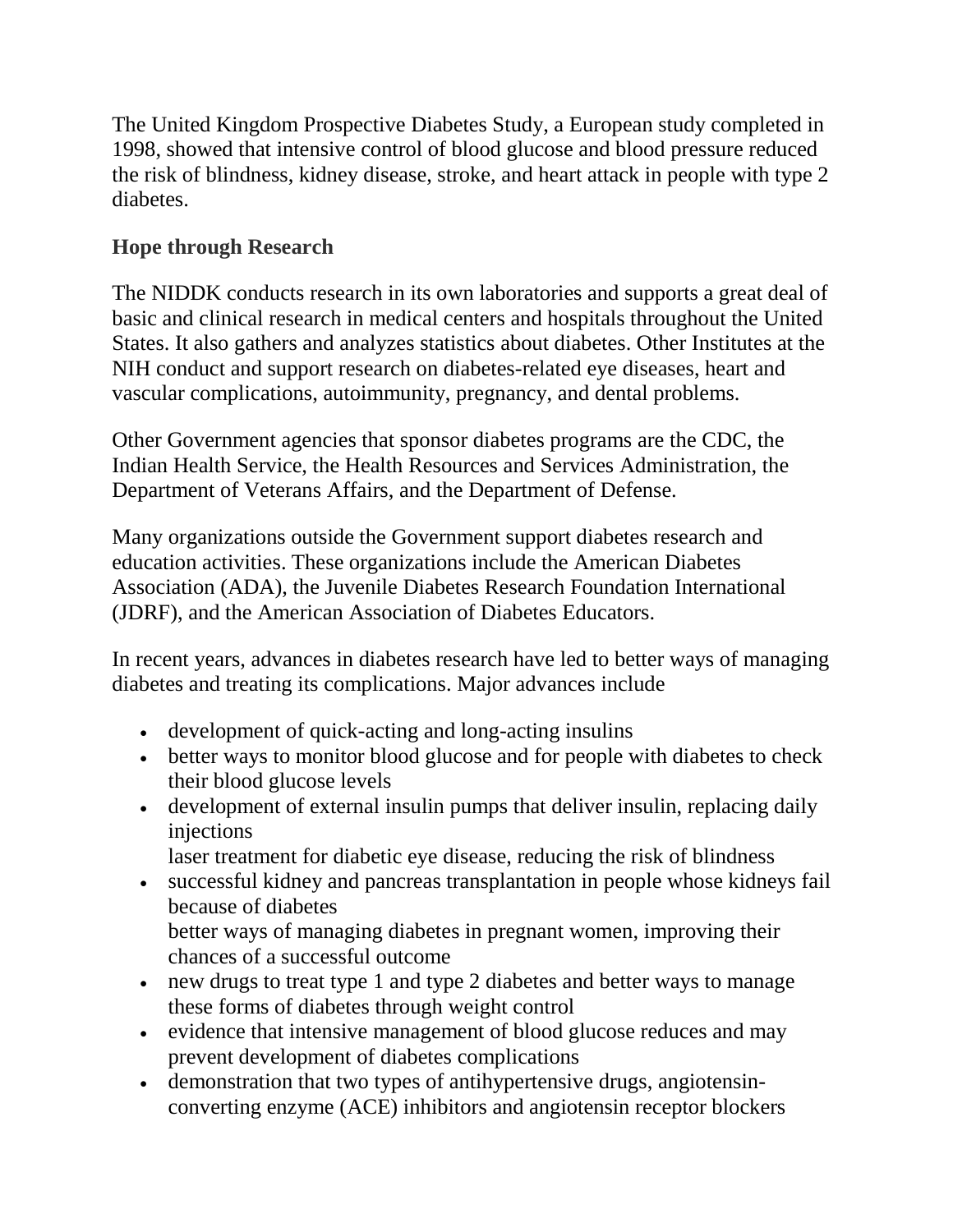The United Kingdom Prospective Diabetes Study, a European study completed in 1998, showed that intensive control of blood glucose and blood pressure reduced the risk of blindness, kidney disease, stroke, and heart attack in people with type 2 diabetes.

### Hope through Research

The NIDDK conducts research in its own laboratories and supports a great deal of basic and clinical research in medical centers and hospitals throughout the United States. It also gathers and analyzes statistics about diabetes. Other Institutes at the NIH conduct and support research on diabetes-related eye diseases, heart and vascular complications, autoimmunity, pregnancy, and dental problems.

Other Government agencies that sponsor diabetes programs are the CDC, the Indian Health Service, the Health Resources and Services Administration, the Department of Veterans Affairs, and the Department of Defense.

Many organizations outside the Government support diabetes research and education activities. These organizations include the American Diabetes Association (ADA), the Juvenile Diabetes Research Foundation International (JDRF), and the American Association of Diabetes Educators.

In recent years, advances in diabetes research have led to better ways of managing diabetes and treating its complications. Major advances include

- development of quick-acting and long-acting insulins
- better ways to monitor blood glucose and for people with diabetes to check their blood glucose levels
- development of external insulin pumps that deliver insulin, replacing daily injections
  laser treatment for diabetic eye disease, reducing the risk of blindness
- successful kidney and pancreas transplantation in people whose kidneys fail because of diabetes
  better ways of managing diabetes in pregnant women, improving their chances of a successful outcome
- new drugs to treat type 1 and type 2 diabetes and better ways to manage these forms of diabetes through weight control
- evidence that intensive management of blood glucose reduces and may prevent development of diabetes complications
- demonstration that two types of antihypertensive drugs, angiotensin-converting enzyme (ACE) inhibitors and angiotensin receptor blockers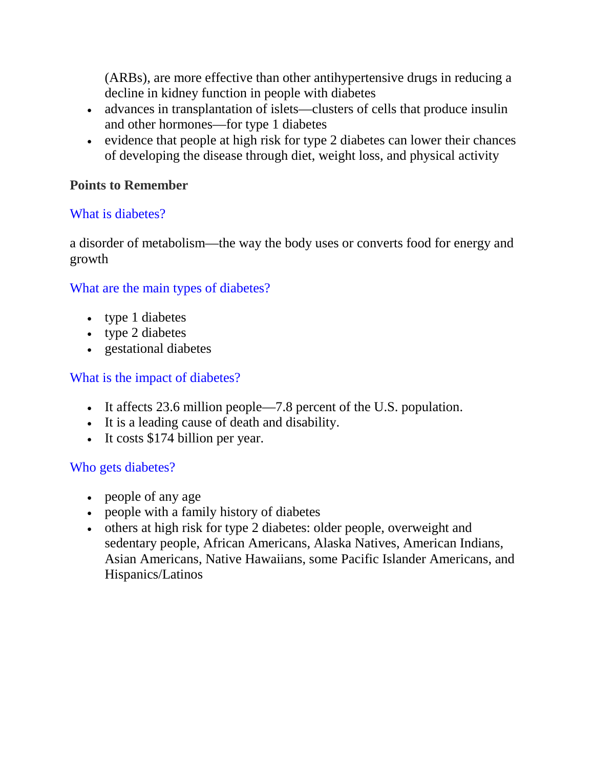(ARBs), are more effective than other antihypertensive drugs in reducing a decline in kidney function in people with diabetes

- advances in transplantation of islets—clusters of cells that produce insulin and other hormones—for type 1 diabetes
- evidence that people at high risk for type 2 diabetes can lower their chances of developing the disease through diet, weight loss, and physical activity

**Points to Remember**

### What is diabetes?

a disorder of metabolism—the way the body uses or converts food for energy and growth

### What are the main types of diabetes?

- type 1 diabetes
- type 2 diabetes
- gestational diabetes

### What is the impact of diabetes?

- It affects 23.6 million people—7.8 percent of the U.S. population.
- It is a leading cause of death and disability.
- It costs $174 billion per year.

### Who gets diabetes?

- people of any age
- people with a family history of diabetes
- others at high risk for type 2 diabetes: older people, overweight and sedentary people, African Americans, Alaska Natives, American Indians, Asian Americans, Native Hawaiians, some Pacific Islander Americans, and Hispanics/Latinos